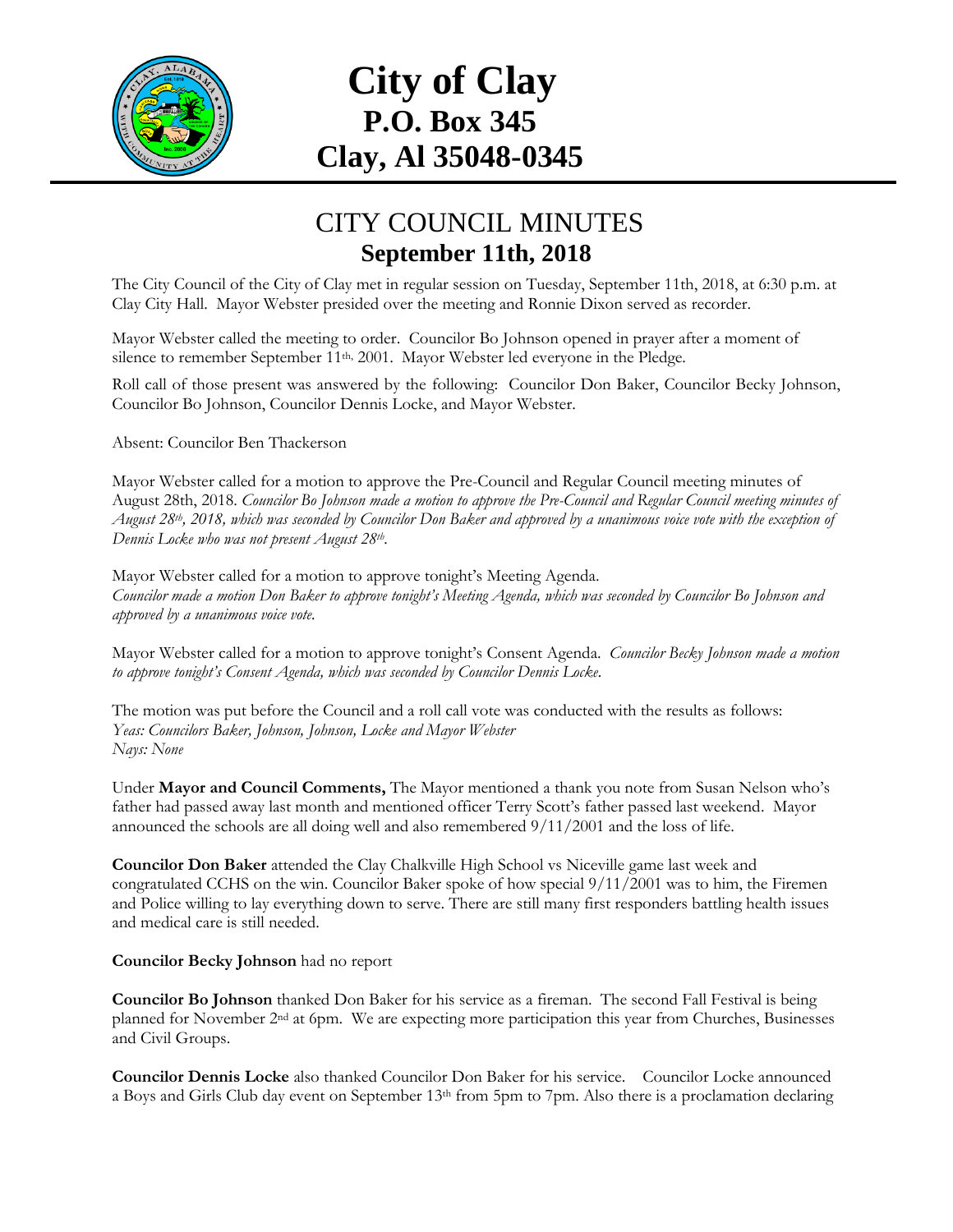# City of Clay
## P.O. Box 345
## Clay, Al 35048-0345

## CITY COUNCIL MINUTES
### September 11th, 2018

The City Council of the City of Clay met in regular session on Tuesday, September 11th, 2018, at 6:30 p.m. at Clay City Hall. Mayor Webster presided over the meeting and Ronnie Dixon served as recorder.

Mayor Webster called the meeting to order. Councilor Bo Johnson opened in prayer after a moment of silence to remember September 11th, 2001. Mayor Webster led everyone in the Pledge.

Roll call of those present was answered by the following: Councilor Don Baker, Councilor Becky Johnson, Councilor Bo Johnson, Councilor Dennis Locke, and Mayor Webster.

Absent: Councilor Ben Thackerson

Mayor Webster called for a motion to approve the Pre-Council and Regular Council meeting minutes of August 28th, 2018. *Councilor Bo Johnson made a motion to approve the Pre-Council and Regular Council meeting minutes of August 28th, 2018, which was seconded by Councilor Don Baker and approved by a unanimous voice vote with the exception of Dennis Locke who was not present August 28th.*

Mayor Webster called for a motion to approve tonight's Meeting Agenda.
*Councilor made a motion Don Baker to approve tonight's Meeting Agenda, which was seconded by Councilor Bo Johnson and approved by a unanimous voice vote.*

Mayor Webster called for a motion to approve tonight's Consent Agenda. *Councilor Becky Johnson made a motion to approve tonight's Consent Agenda, which was seconded by Councilor Dennis Locke.*

The motion was put before the Council and a roll call vote was conducted with the results as follows:
*Yeas: Councilors Baker, Johnson, Johnson, Locke and Mayor Webster*
*Nays: None*

Under **Mayor and Council Comments,** The Mayor mentioned a thank you note from Susan Nelson who's father had passed away last month and mentioned officer Terry Scott's father passed last weekend. Mayor announced the schools are all doing well and also remembered 9/11/2001 and the loss of life.

**Councilor Don Baker** attended the Clay Chalkville High School vs Niceville game last week and congratulated CCHS on the win. Councilor Baker spoke of how special 9/11/2001 was to him, the Firemen and Police willing to lay everything down to serve. There are still many first responders battling health issues and medical care is still needed.

**Councilor Becky Johnson** had no report

**Councilor Bo Johnson** thanked Don Baker for his service as a fireman. The second Fall Festival is being planned for November 2nd at 6pm. We are expecting more participation this year from Churches, Businesses and Civil Groups.

**Councilor Dennis Locke** also thanked Councilor Don Baker for his service. Councilor Locke announced a Boys and Girls Club day event on September 13th from 5pm to 7pm. Also there is a proclamation declaring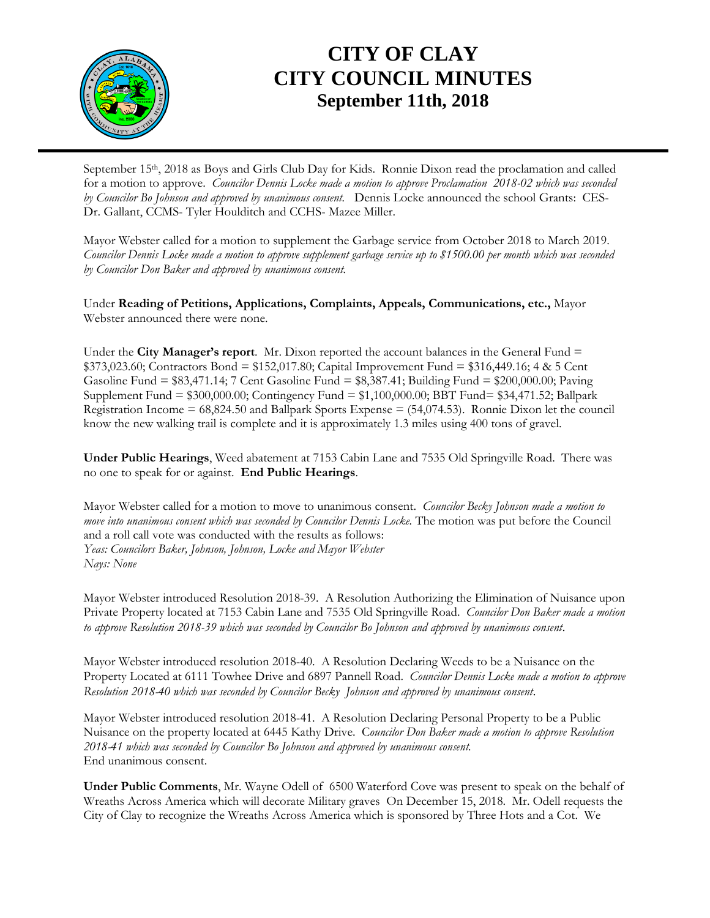September 15th, 2018 as Boys and Girls Club Day for Kids. Ronnie Dixon read the proclamation and called for a motion to approve. *Councilor Dennis Locke made a motion to approve Proclamation 2018-02 which was seconded by Councilor Bo Johnson and approved by unanimous consent.* Dennis Locke announced the school Grants: CES- Dr. Gallant, CCMS- Tyler Houlditch and CCHS- Mazee Miller.

Mayor Webster called for a motion to supplement the Garbage service from October 2018 to March 2019. *Councilor Dennis Locke made a motion to approve supplement garbage service up to $1500.00 per month which was seconded by Councilor Don Baker and approved by unanimous consent.*

Under **Reading of Petitions, Applications, Complaints, Appeals, Communications, etc.,** Mayor Webster announced there were none.

Under the **City Manager's report**. Mr. Dixon reported the account balances in the General Fund = $373,023.60; Contractors Bond = $152,017.80; Capital Improvement Fund = $316,449.16; 4 & 5 Cent Gasoline Fund = $83,471.14; 7 Cent Gasoline Fund = $8,387.41; Building Fund = $200,000.00; Paving Supplement Fund = $300,000.00; Contingency Fund = $1,100,000.00; BBT Fund= $34,471.52; Ballpark Registration Income = 68,824.50 and Ballpark Sports Expense = (54,074.53). Ronnie Dixon let the council know the new walking trail is complete and it is approximately 1.3 miles using 400 tons of gravel.

**Under Public Hearings**, Weed abatement at 7153 Cabin Lane and 7535 Old Springville Road. There was no one to speak for or against. **End Public Hearings**.

Mayor Webster called for a motion to move to unanimous consent. *Councilor Becky Johnson made a motion to move into unanimous consent which was seconded by Councilor Dennis Locke.* The motion was put before the Council and a roll call vote was conducted with the results as follows:
*Yeas: Councilors Baker, Johnson, Johnson, Locke and Mayor Webster*
*Nays: None*

Mayor Webster introduced Resolution 2018-39. A Resolution Authorizing the Elimination of Nuisance upon Private Property located at 7153 Cabin Lane and 7535 Old Springville Road. *Councilor Don Baker made a motion to approve Resolution 2018-39 which was seconded by Councilor Bo Johnson and approved by unanimous consent*.

Mayor Webster introduced resolution 2018-40. A Resolution Declaring Weeds to be a Nuisance on the Property Located at 6111 Towhee Drive and 6897 Pannell Road. *Councilor Dennis Locke made a motion to approve Resolution 2018-40 which was seconded by Councilor Becky Johnson and approved by unanimous consent*.

Mayor Webster introduced resolution 2018-41. A Resolution Declaring Personal Property to be a Public Nuisance on the property located at 6445 Kathy Drive. *Councilor Don Baker made a motion to approve Resolution 2018-41 which was seconded by Councilor Bo Johnson and approved by unanimous consent.*
End unanimous consent.

**Under Public Comments**, Mr. Wayne Odell of 6500 Waterford Cove was present to speak on the behalf of Wreaths Across America which will decorate Military graves On December 15, 2018. Mr. Odell requests the City of Clay to recognize the Wreaths Across America which is sponsored by Three Hots and a Cot. We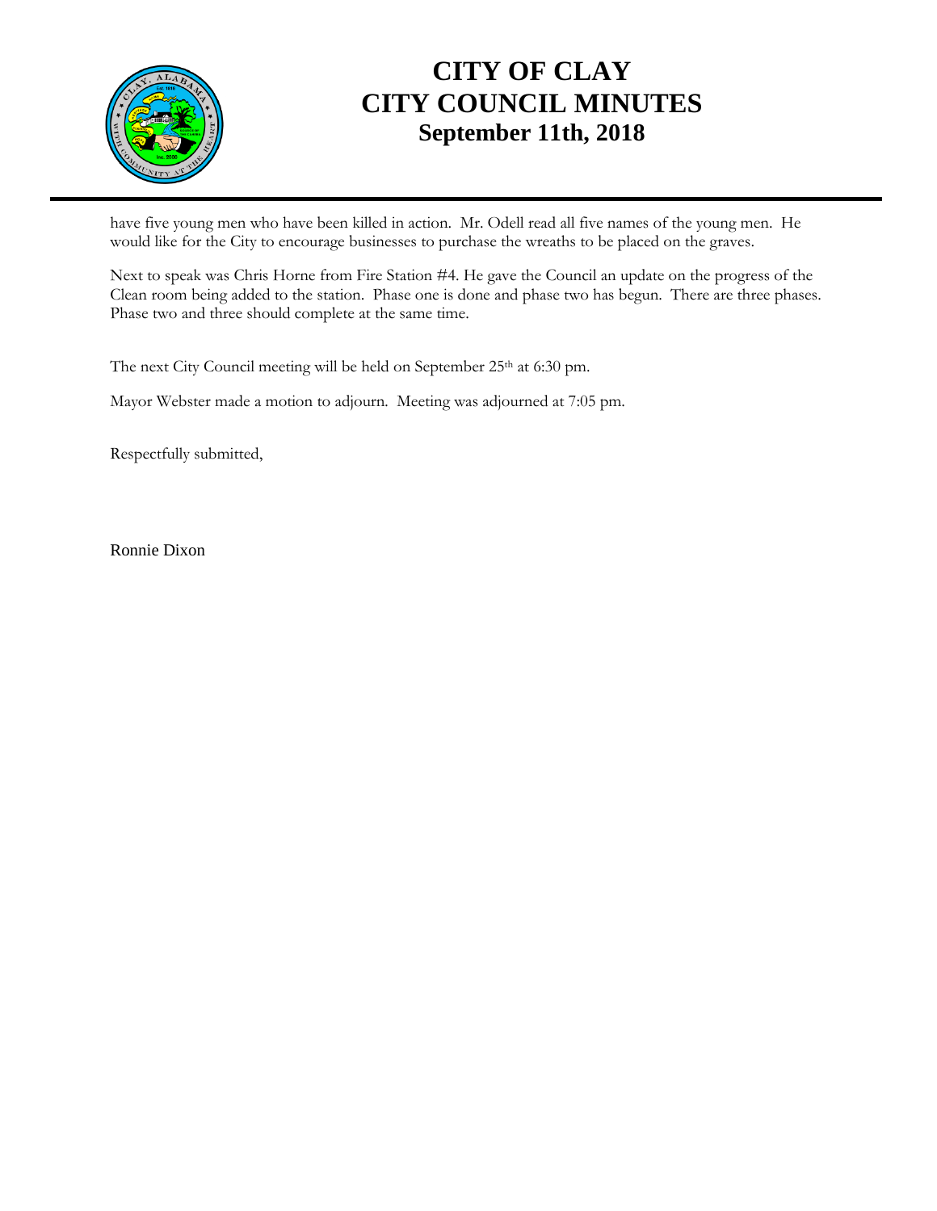# CITY OF CLAY
# CITY COUNCIL MINUTES
## September 11th, 2018

have five young men who have been killed in action. Mr. Odell read all five names of the young men. He would like for the City to encourage businesses to purchase the wreaths to be placed on the graves.

Next to speak was Chris Horne from Fire Station #4. He gave the Council an update on the progress of the Clean room being added to the station. Phase one is done and phase two has begun. There are three phases. Phase two and three should complete at the same time.

The next City Council meeting will be held on September 25th at 6:30 pm.

Mayor Webster made a motion to adjourn. Meeting was adjourned at 7:05 pm.

Respectfully submitted,

Ronnie Dixon